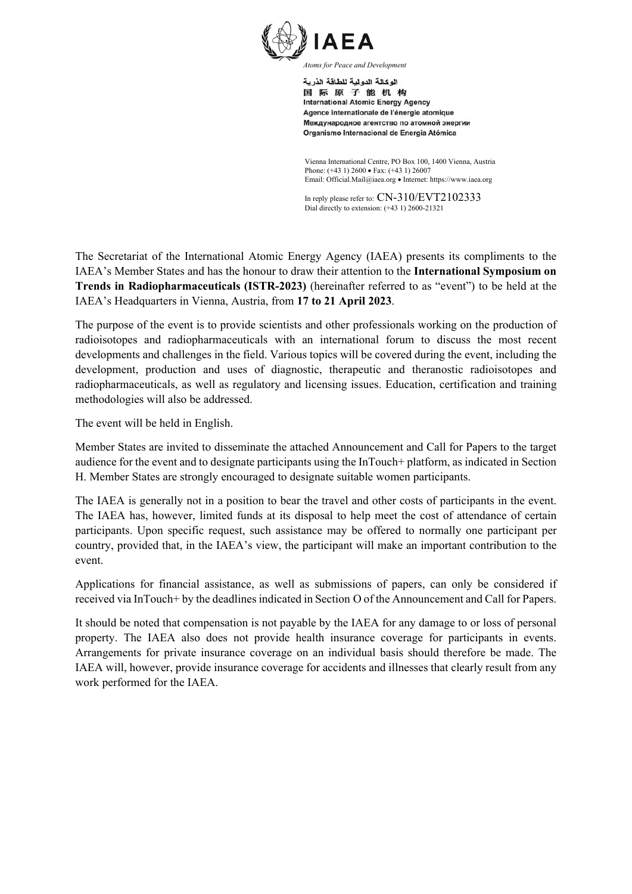IAEA

*Atoms for Peace and Development*

الوكالة الدولية للطاقة الذرية
国 际 原 子 能 机 构
International Atomic Energy Agency
Agence internationale de l'énergie atomique
Международное агентство по атомной энергии
Organismo Internacional de Energía Atómica

Vienna International Centre, PO Box 100, 1400 Vienna, Austria
Phone: (+43 1) 2600 • Fax: (+43 1) 26007
Email: Official.Mail@iaea.org • Internet: https://www.iaea.org

In reply please refer to: CN-310/EVT2102333
Dial directly to extension: (+43 1) 2600-21321

The Secretariat of the International Atomic Energy Agency (IAEA) presents its compliments to the IAEA's Member States and has the honour to draw their attention to the **International Symposium on Trends in Radiopharmaceuticals (ISTR-2023)** (hereinafter referred to as "event") to be held at the IAEA's Headquarters in Vienna, Austria, from **17 to 21 April 2023**.

The purpose of the event is to provide scientists and other professionals working on the production of radioisotopes and radiopharmaceuticals with an international forum to discuss the most recent developments and challenges in the field. Various topics will be covered during the event, including the development, production and uses of diagnostic, therapeutic and theranostic radioisotopes and radiopharmaceuticals, as well as regulatory and licensing issues. Education, certification and training methodologies will also be addressed.

The event will be held in English.

Member States are invited to disseminate the attached Announcement and Call for Papers to the target audience for the event and to designate participants using the InTouch+ platform, as indicated in Section H. Member States are strongly encouraged to designate suitable women participants.

The IAEA is generally not in a position to bear the travel and other costs of participants in the event. The IAEA has, however, limited funds at its disposal to help meet the cost of attendance of certain participants. Upon specific request, such assistance may be offered to normally one participant per country, provided that, in the IAEA's view, the participant will make an important contribution to the event.

Applications for financial assistance, as well as submissions of papers, can only be considered if received via InTouch+ by the deadlines indicated in Section O of the Announcement and Call for Papers.

It should be noted that compensation is not payable by the IAEA for any damage to or loss of personal property. The IAEA also does not provide health insurance coverage for participants in events. Arrangements for private insurance coverage on an individual basis should therefore be made. The IAEA will, however, provide insurance coverage for accidents and illnesses that clearly result from any work performed for the IAEA.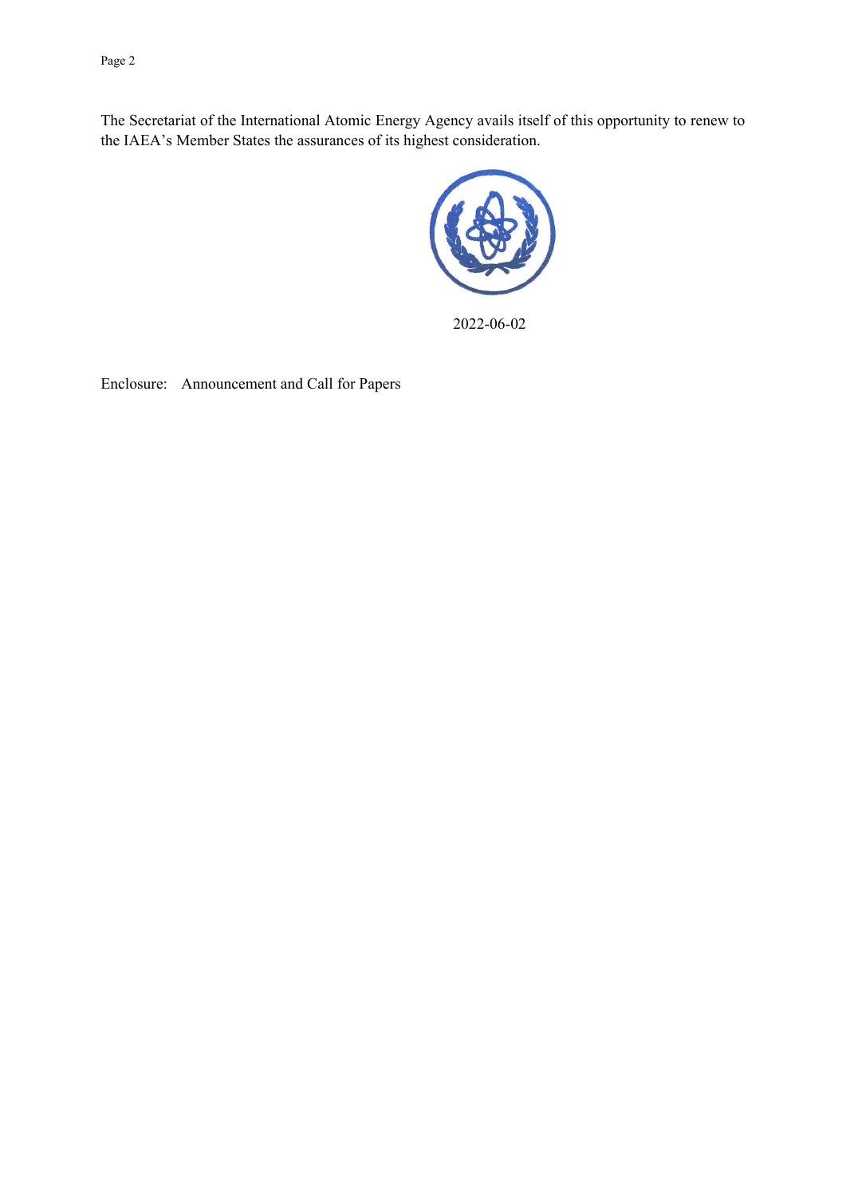The Secretariat of the International Atomic Energy Agency avails itself of this opportunity to renew to the IAEA's Member States the assurances of its highest consideration.

2022-06-02

Enclosure: Announcement and Call for Papers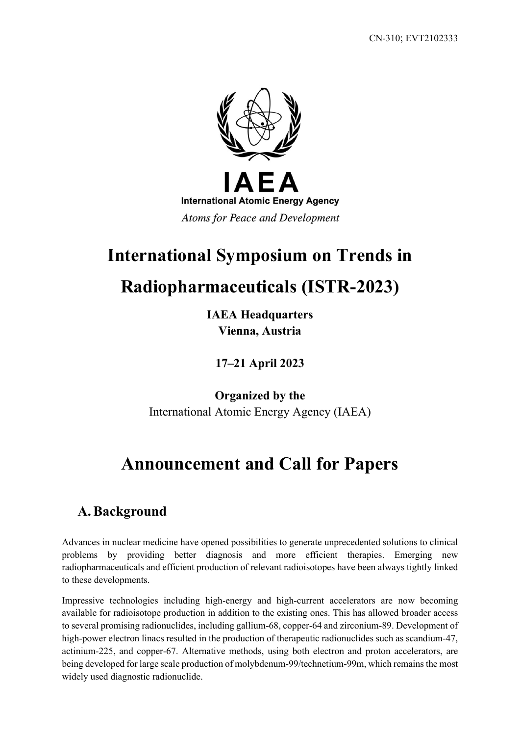CN-310; EVT2102333

**IAEA**

**International Atomic Energy Agency**

*Atoms for Peace and Development*

# International Symposium on Trends in Radiopharmaceuticals (ISTR-2023)

**IAEA Headquarters**
**Vienna, Austria**

**17–21 April 2023**

**Organized by the**
International Atomic Energy Agency (IAEA)

# Announcement and Call for Papers

## A. Background

Advances in nuclear medicine have opened possibilities to generate unprecedented solutions to clinical problems by providing better diagnosis and more efficient therapies. Emerging new radiopharmaceuticals and efficient production of relevant radioisotopes have been always tightly linked to these developments.

Impressive technologies including high-energy and high-current accelerators are now becoming available for radioisotope production in addition to the existing ones. This has allowed broader access to several promising radionuclides, including gallium-68, copper-64 and zirconium-89. Development of high-power electron linacs resulted in the production of therapeutic radionuclides such as scandium-47, actinium-225, and copper-67. Alternative methods, using both electron and proton accelerators, are being developed for large scale production of molybdenum-99/technetium-99m, which remains the most widely used diagnostic radionuclide.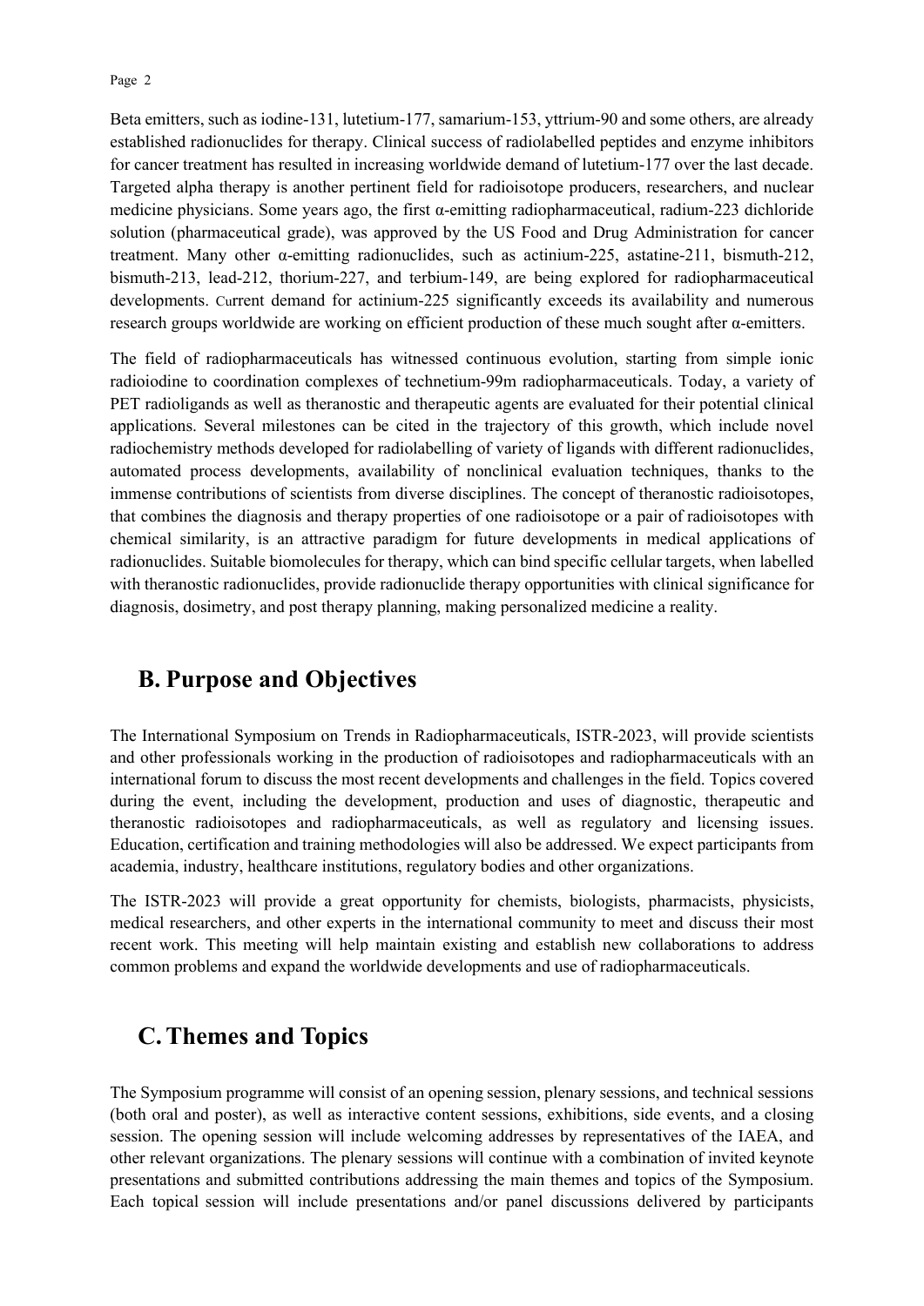Beta emitters, such as iodine-131, lutetium-177, samarium-153, yttrium-90 and some others, are already established radionuclides for therapy. Clinical success of radiolabelled peptides and enzyme inhibitors for cancer treatment has resulted in increasing worldwide demand of lutetium-177 over the last decade. Targeted alpha therapy is another pertinent field for radioisotope producers, researchers, and nuclear medicine physicians. Some years ago, the first α-emitting radiopharmaceutical, radium-223 dichloride solution (pharmaceutical grade), was approved by the US Food and Drug Administration for cancer treatment. Many other α-emitting radionuclides, such as actinium-225, astatine-211, bismuth-212, bismuth-213, lead-212, thorium-227, and terbium-149, are being explored for radiopharmaceutical developments. Current demand for actinium-225 significantly exceeds its availability and numerous research groups worldwide are working on efficient production of these much sought after α-emitters.

The field of radiopharmaceuticals has witnessed continuous evolution, starting from simple ionic radioiodine to coordination complexes of technetium-99m radiopharmaceuticals. Today, a variety of PET radioligands as well as theranostic and therapeutic agents are evaluated for their potential clinical applications. Several milestones can be cited in the trajectory of this growth, which include novel radiochemistry methods developed for radiolabelling of variety of ligands with different radionuclides, automated process developments, availability of nonclinical evaluation techniques, thanks to the immense contributions of scientists from diverse disciplines. The concept of theranostic radioisotopes, that combines the diagnosis and therapy properties of one radioisotope or a pair of radioisotopes with chemical similarity, is an attractive paradigm for future developments in medical applications of radionuclides. Suitable biomolecules for therapy, which can bind specific cellular targets, when labelled with theranostic radionuclides, provide radionuclide therapy opportunities with clinical significance for diagnosis, dosimetry, and post therapy planning, making personalized medicine a reality.

## B. Purpose and Objectives

The International Symposium on Trends in Radiopharmaceuticals, ISTR-2023, will provide scientists and other professionals working in the production of radioisotopes and radiopharmaceuticals with an international forum to discuss the most recent developments and challenges in the field. Topics covered during the event, including the development, production and uses of diagnostic, therapeutic and theranostic radioisotopes and radiopharmaceuticals, as well as regulatory and licensing issues. Education, certification and training methodologies will also be addressed. We expect participants from academia, industry, healthcare institutions, regulatory bodies and other organizations.

The ISTR-2023 will provide a great opportunity for chemists, biologists, pharmacists, physicists, medical researchers, and other experts in the international community to meet and discuss their most recent work. This meeting will help maintain existing and establish new collaborations to address common problems and expand the worldwide developments and use of radiopharmaceuticals.

## C. Themes and Topics

The Symposium programme will consist of an opening session, plenary sessions, and technical sessions (both oral and poster), as well as interactive content sessions, exhibitions, side events, and a closing session. The opening session will include welcoming addresses by representatives of the IAEA, and other relevant organizations. The plenary sessions will continue with a combination of invited keynote presentations and submitted contributions addressing the main themes and topics of the Symposium. Each topical session will include presentations and/or panel discussions delivered by participants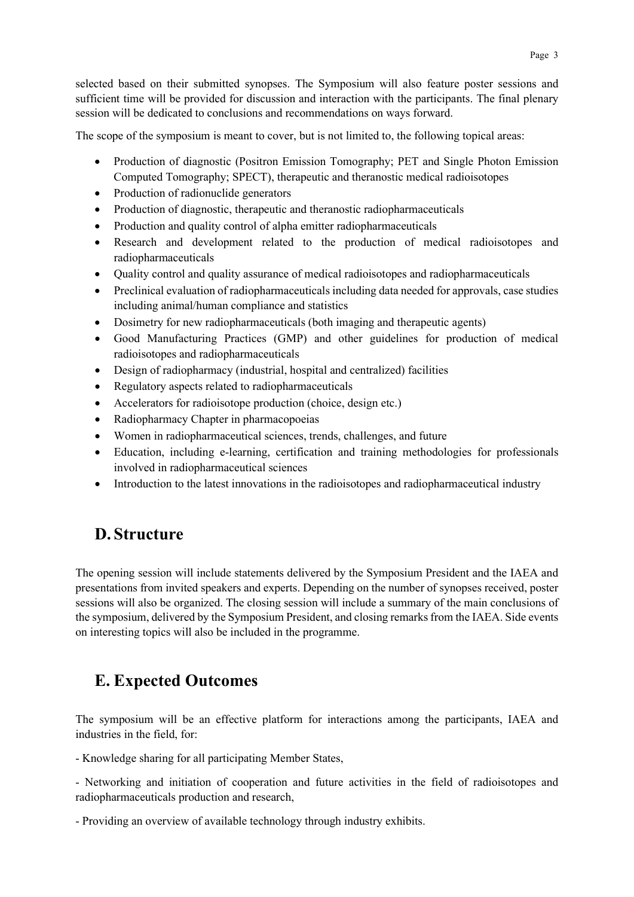selected based on their submitted synopses. The Symposium will also feature poster sessions and sufficient time will be provided for discussion and interaction with the participants. The final plenary session will be dedicated to conclusions and recommendations on ways forward.

The scope of the symposium is meant to cover, but is not limited to, the following topical areas:

- Production of diagnostic (Positron Emission Tomography; PET and Single Photon Emission Computed Tomography; SPECT), therapeutic and theranostic medical radioisotopes
- Production of radionuclide generators
- Production of diagnostic, therapeutic and theranostic radiopharmaceuticals
- Production and quality control of alpha emitter radiopharmaceuticals
- Research and development related to the production of medical radioisotopes and radiopharmaceuticals
- Quality control and quality assurance of medical radioisotopes and radiopharmaceuticals
- Preclinical evaluation of radiopharmaceuticals including data needed for approvals, case studies including animal/human compliance and statistics
- Dosimetry for new radiopharmaceuticals (both imaging and therapeutic agents)
- Good Manufacturing Practices (GMP) and other guidelines for production of medical radioisotopes and radiopharmaceuticals
- Design of radiopharmacy (industrial, hospital and centralized) facilities
- Regulatory aspects related to radiopharmaceuticals
- Accelerators for radioisotope production (choice, design etc.)
- Radiopharmacy Chapter in pharmacopoeias
- Women in radiopharmaceutical sciences, trends, challenges, and future
- Education, including e-learning, certification and training methodologies for professionals involved in radiopharmaceutical sciences
- Introduction to the latest innovations in the radioisotopes and radiopharmaceutical industry

## D. Structure

The opening session will include statements delivered by the Symposium President and the IAEA and presentations from invited speakers and experts. Depending on the number of synopses received, poster sessions will also be organized. The closing session will include a summary of the main conclusions of the symposium, delivered by the Symposium President, and closing remarks from the IAEA. Side events on interesting topics will also be included in the programme.

## E. Expected Outcomes

The symposium will be an effective platform for interactions among the participants, IAEA and industries in the field, for:

- Knowledge sharing for all participating Member States,

- Networking and initiation of cooperation and future activities in the field of radioisotopes and radiopharmaceuticals production and research,

- Providing an overview of available technology through industry exhibits.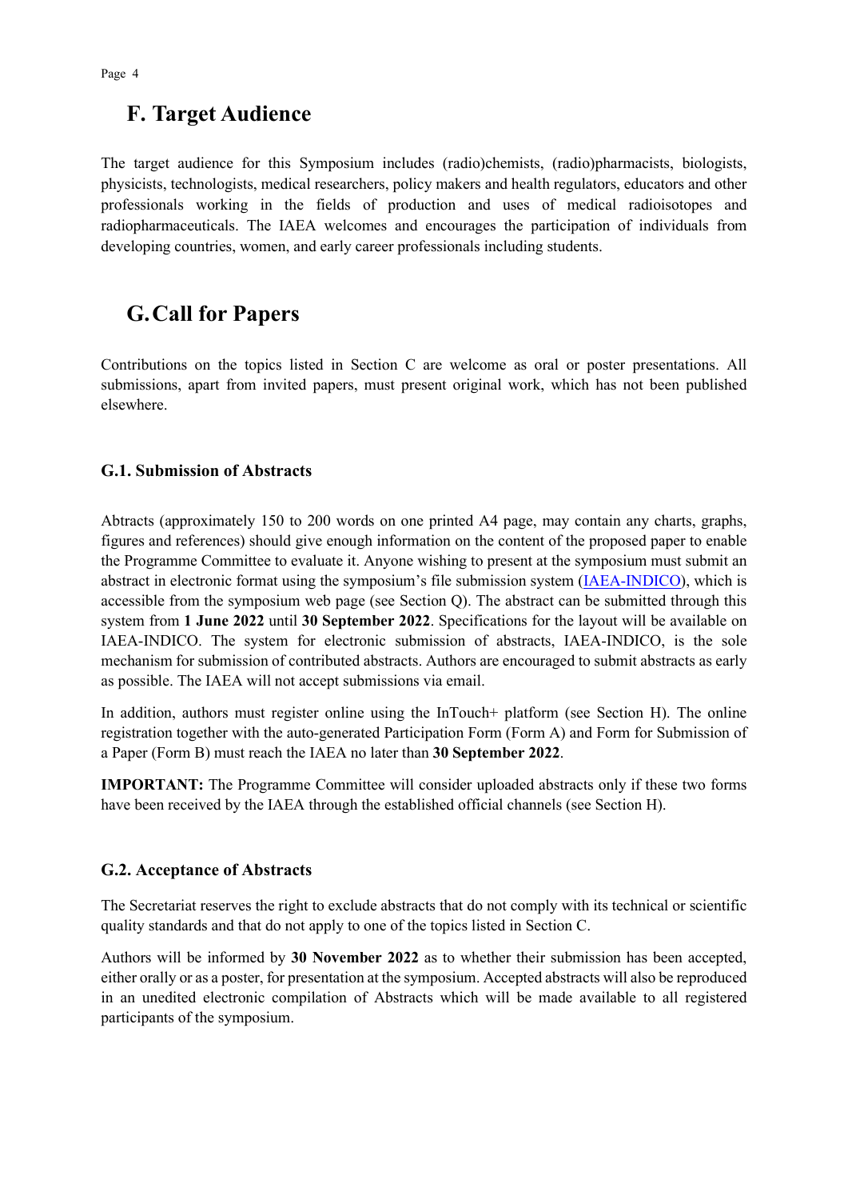## F. Target Audience

The target audience for this Symposium includes (radio)chemists, (radio)pharmacists, biologists, physicists, technologists, medical researchers, policy makers and health regulators, educators and other professionals working in the fields of production and uses of medical radioisotopes and radiopharmaceuticals. The IAEA welcomes and encourages the participation of individuals from developing countries, women, and early career professionals including students.

## G. Call for Papers

Contributions on the topics listed in Section C are welcome as oral or poster presentations. All submissions, apart from invited papers, must present original work, which has not been published elsewhere.

### G.1. Submission of Abstracts

Abtracts (approximately 150 to 200 words on one printed A4 page, may contain any charts, graphs, figures and references) should give enough information on the content of the proposed paper to enable the Programme Committee to evaluate it. Anyone wishing to present at the symposium must submit an abstract in electronic format using the symposium's file submission system (IAEA-INDICO), which is accessible from the symposium web page (see Section Q). The abstract can be submitted through this system from **1 June 2022** until **30 September 2022**. Specifications for the layout will be available on IAEA-INDICO. The system for electronic submission of abstracts, IAEA-INDICO, is the sole mechanism for submission of contributed abstracts. Authors are encouraged to submit abstracts as early as possible. The IAEA will not accept submissions via email.

In addition, authors must register online using the InTouch+ platform (see Section H). The online registration together with the auto-generated Participation Form (Form A) and Form for Submission of a Paper (Form B) must reach the IAEA no later than **30 September 2022**.

**IMPORTANT:** The Programme Committee will consider uploaded abstracts only if these two forms have been received by the IAEA through the established official channels (see Section H).

### G.2. Acceptance of Abstracts

The Secretariat reserves the right to exclude abstracts that do not comply with its technical or scientific quality standards and that do not apply to one of the topics listed in Section C.

Authors will be informed by **30 November 2022** as to whether their submission has been accepted, either orally or as a poster, for presentation at the symposium. Accepted abstracts will also be reproduced in an unedited electronic compilation of Abstracts which will be made available to all registered participants of the symposium.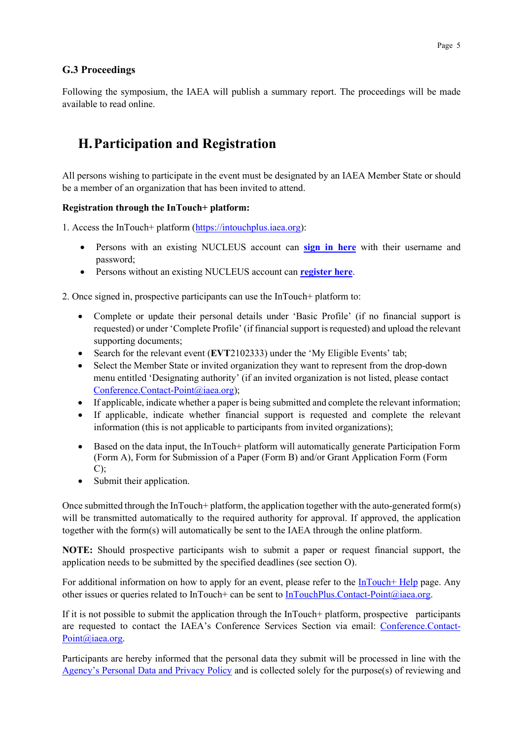### G.3 Proceedings

Following the symposium, the IAEA will publish a summary report. The proceedings will be made available to read online.

## H. Participation and Registration

All persons wishing to participate in the event must be designated by an IAEA Member State or should be a member of an organization that has been invited to attend.

**Registration through the InTouch+ platform:**

1. Access the InTouch+ platform (https://intouchplus.iaea.org):

- Persons with an existing NUCLEUS account can **sign in here** with their username and password;
- Persons without an existing NUCLEUS account can **register here**.

2. Once signed in, prospective participants can use the InTouch+ platform to:

- Complete or update their personal details under 'Basic Profile' (if no financial support is requested) or under 'Complete Profile' (if financial support is requested) and upload the relevant supporting documents;
- Search for the relevant event (**EVT**2102333) under the 'My Eligible Events' tab;
- Select the Member State or invited organization they want to represent from the drop-down menu entitled 'Designating authority' (if an invited organization is not listed, please contact Conference.Contact-Point@iaea.org);
- If applicable, indicate whether a paper is being submitted and complete the relevant information;
- If applicable, indicate whether financial support is requested and complete the relevant information (this is not applicable to participants from invited organizations);
- Based on the data input, the InTouch+ platform will automatically generate Participation Form (Form A), Form for Submission of a Paper (Form B) and/or Grant Application Form (Form C);
- Submit their application.

Once submitted through the InTouch+ platform, the application together with the auto-generated form(s) will be transmitted automatically to the required authority for approval. If approved, the application together with the form(s) will automatically be sent to the IAEA through the online platform.

**NOTE:** Should prospective participants wish to submit a paper or request financial support, the application needs to be submitted by the specified deadlines (see section O).

For additional information on how to apply for an event, please refer to the InTouch+ Help page. Any other issues or queries related to InTouch+ can be sent to InTouchPlus.Contact-Point@iaea.org.

If it is not possible to submit the application through the InTouch+ platform, prospective participants are requested to contact the IAEA's Conference Services Section via email: Conference.Contact-Point@iaea.org.

Participants are hereby informed that the personal data they submit will be processed in line with the Agency's Personal Data and Privacy Policy and is collected solely for the purpose(s) of reviewing and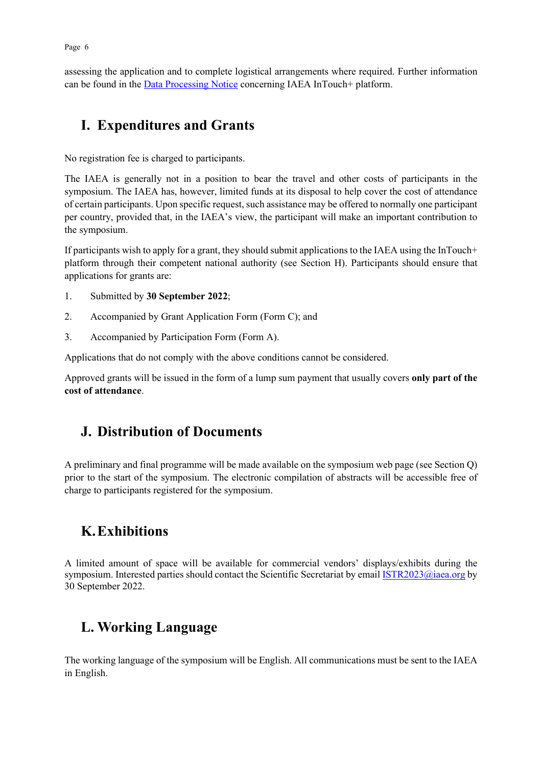assessing the application and to complete logistical arrangements where required. Further information can be found in the [Data Processing Notice](#) concerning IAEA InTouch+ platform.

## I. Expenditures and Grants

No registration fee is charged to participants.

The IAEA is generally not in a position to bear the travel and other costs of participants in the symposium. The IAEA has, however, limited funds at its disposal to help cover the cost of attendance of certain participants. Upon specific request, such assistance may be offered to normally one participant per country, provided that, in the IAEA's view, the participant will make an important contribution to the symposium.

If participants wish to apply for a grant, they should submit applications to the IAEA using the InTouch+ platform through their competent national authority (see Section H). Participants should ensure that applications for grants are:

1. Submitted by **30 September 2022**;
2. Accompanied by Grant Application Form (Form C); and
3. Accompanied by Participation Form (Form A).

Applications that do not comply with the above conditions cannot be considered.

Approved grants will be issued in the form of a lump sum payment that usually covers **only part of the cost of attendance**.

## J. Distribution of Documents

A preliminary and final programme will be made available on the symposium web page (see Section Q) prior to the start of the symposium. The electronic compilation of abstracts will be accessible free of charge to participants registered for the symposium.

## K. Exhibitions

A limited amount of space will be available for commercial vendors' displays/exhibits during the symposium. Interested parties should contact the Scientific Secretariat by email ISTR2023@iaea.org by 30 September 2022.

## L. Working Language

The working language of the symposium will be English. All communications must be sent to the IAEA in English.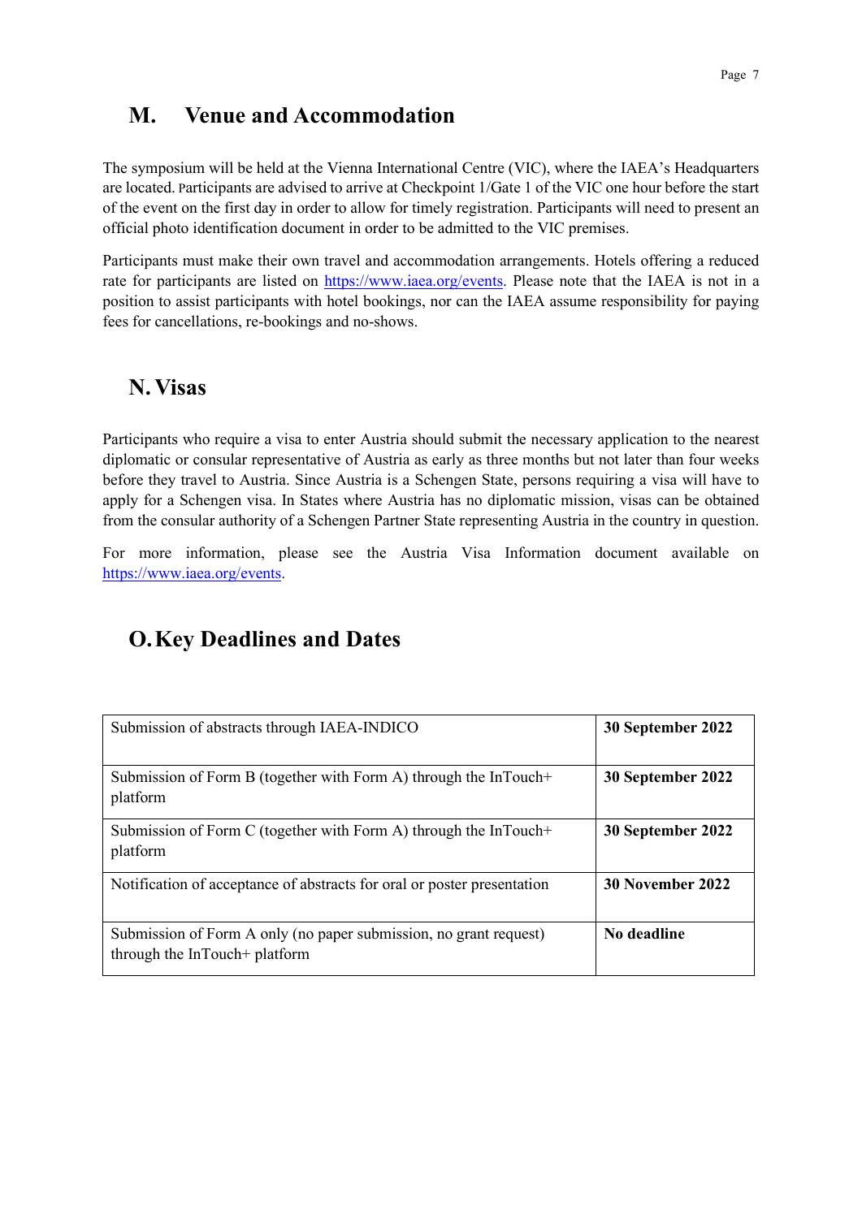## M. Venue and Accommodation

The symposium will be held at the Vienna International Centre (VIC), where the IAEA's Headquarters are located. Participants are advised to arrive at Checkpoint 1/Gate 1 of the VIC one hour before the start of the event on the first day in order to allow for timely registration. Participants will need to present an official photo identification document in order to be admitted to the VIC premises.

Participants must make their own travel and accommodation arrangements. Hotels offering a reduced rate for participants are listed on https://www.iaea.org/events. Please note that the IAEA is not in a position to assist participants with hotel bookings, nor can the IAEA assume responsibility for paying fees for cancellations, re-bookings and no-shows.

## N. Visas

Participants who require a visa to enter Austria should submit the necessary application to the nearest diplomatic or consular representative of Austria as early as three months but not later than four weeks before they travel to Austria. Since Austria is a Schengen State, persons requiring a visa will have to apply for a Schengen visa. In States where Austria has no diplomatic mission, visas can be obtained from the consular authority of a Schengen Partner State representing Austria in the country in question.

For more information, please see the Austria Visa Information document available on https://www.iaea.org/events.

## O. Key Deadlines and Dates

| | |
|---|---|
| Submission of abstracts through IAEA-INDICO | **30 September 2022** |
| Submission of Form B (together with Form A) through the InTouch+ platform | **30 September 2022** |
| Submission of Form C (together with Form A) through the InTouch+ platform | **30 September 2022** |
| Notification of acceptance of abstracts for oral or poster presentation | **30 November 2022** |
| Submission of Form A only (no paper submission, no grant request) through the InTouch+ platform | **No deadline** |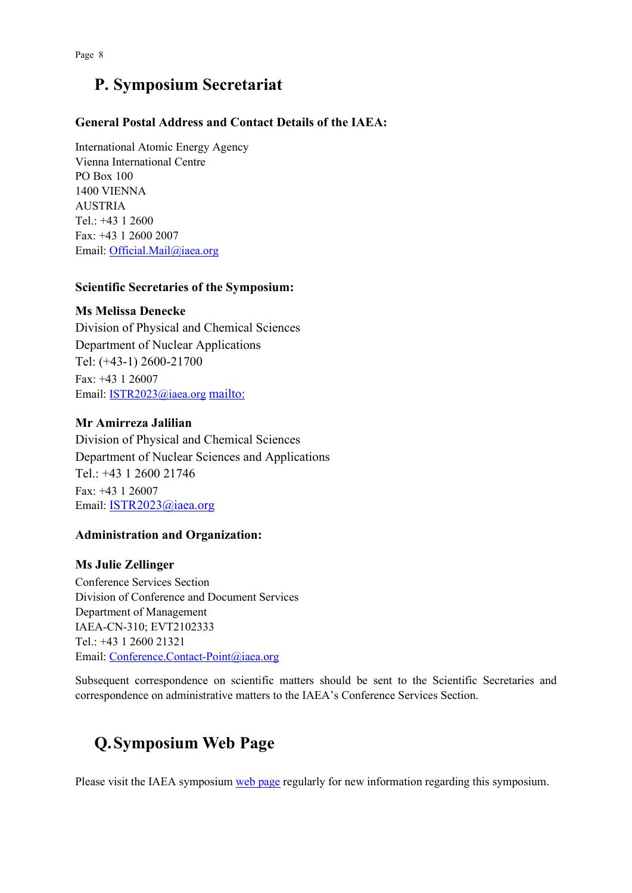## P. Symposium Secretariat

**General Postal Address and Contact Details of the IAEA:**

International Atomic Energy Agency
Vienna International Centre
PO Box 100
1400 VIENNA
AUSTRIA
Tel.: +43 1 2600
Fax: +43 1 2600 2007
Email: Official.Mail@iaea.org

**Scientific Secretaries of the Symposium:**

**Ms Melissa Denecke**
Division of Physical and Chemical Sciences
Department of Nuclear Applications
Tel: (+43-1) 2600-21700
Fax: +43 1 26007
Email: ISTR2023@iaea.org mailto:

**Mr Amirreza Jalilian**
Division of Physical and Chemical Sciences
Department of Nuclear Sciences and Applications
Tel.: +43 1 2600 21746
Fax: +43 1 26007
Email: ISTR2023@iaea.org

**Administration and Organization:**

**Ms Julie Zellinger**
Conference Services Section
Division of Conference and Document Services
Department of Management
IAEA-CN-310; EVT2102333
Tel.: +43 1 2600 21321
Email: Conference.Contact-Point@iaea.org

Subsequent correspondence on scientific matters should be sent to the Scientific Secretaries and correspondence on administrative matters to the IAEA's Conference Services Section.

## Q. Symposium Web Page

Please visit the IAEA symposium web page regularly for new information regarding this symposium.